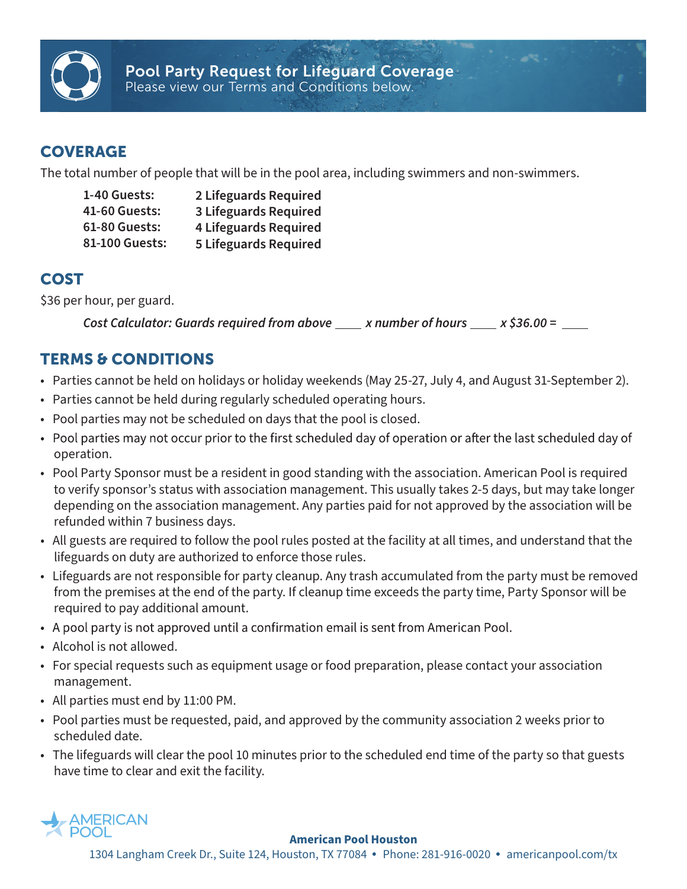# Pool Party Request for Lifeguard Coverage

Please view our Terms and Conditions below.

## COVERAGE

The total number of people that will be in the pool area, including swimmers and non-swimmers.

| | |
|---|---|
| **1-40 Guests:** | **2 Lifeguards Required** |
| **41-60 Guests:** | **3 Lifeguards Required** |
| **61-80 Guests:** | **4 Lifeguards Required** |
| **81-100 Guests:** | **5 Lifeguards Required** |

## COST

$36 per hour, per guard.

***Cost Calculator: Guards required from above ____ x number of hours ____ x $36.00 = ____***

## TERMS & CONDITIONS

- Parties cannot be held on holidays or holiday weekends (May 25-27, July 4, and August 31-September 2).
- Parties cannot be held during regularly scheduled operating hours.
- Pool parties may not be scheduled on days that the pool is closed.
- Pool parties may not occur prior to the first scheduled day of operation or after the last scheduled day of operation.
- Pool Party Sponsor must be a resident in good standing with the association. American Pool is required to verify sponsor's status with association management. This usually takes 2-5 days, but may take longer depending on the association management. Any parties paid for not approved by the association will be refunded within 7 business days.
- All guests are required to follow the pool rules posted at the facility at all times, and understand that the lifeguards on duty are authorized to enforce those rules.
- Lifeguards are not responsible for party cleanup. Any trash accumulated from the party must be removed from the premises at the end of the party. If cleanup time exceeds the party time, Party Sponsor will be required to pay additional amount.
- A pool party is not approved until a confirmation email is sent from American Pool.
- Alcohol is not allowed.
- For special requests such as equipment usage or food preparation, please contact your association management.
- All parties must end by 11:00 PM.
- Pool parties must be requested, paid, and approved by the community association 2 weeks prior to scheduled date.
- The lifeguards will clear the pool 10 minutes prior to the scheduled end time of the party so that guests have time to clear and exit the facility.

AMERICAN POOL

**American Pool Houston**

1304 Langham Creek Dr., Suite 124, Houston, TX 77084 • Phone: 281-916-0020 • americanpool.com/tx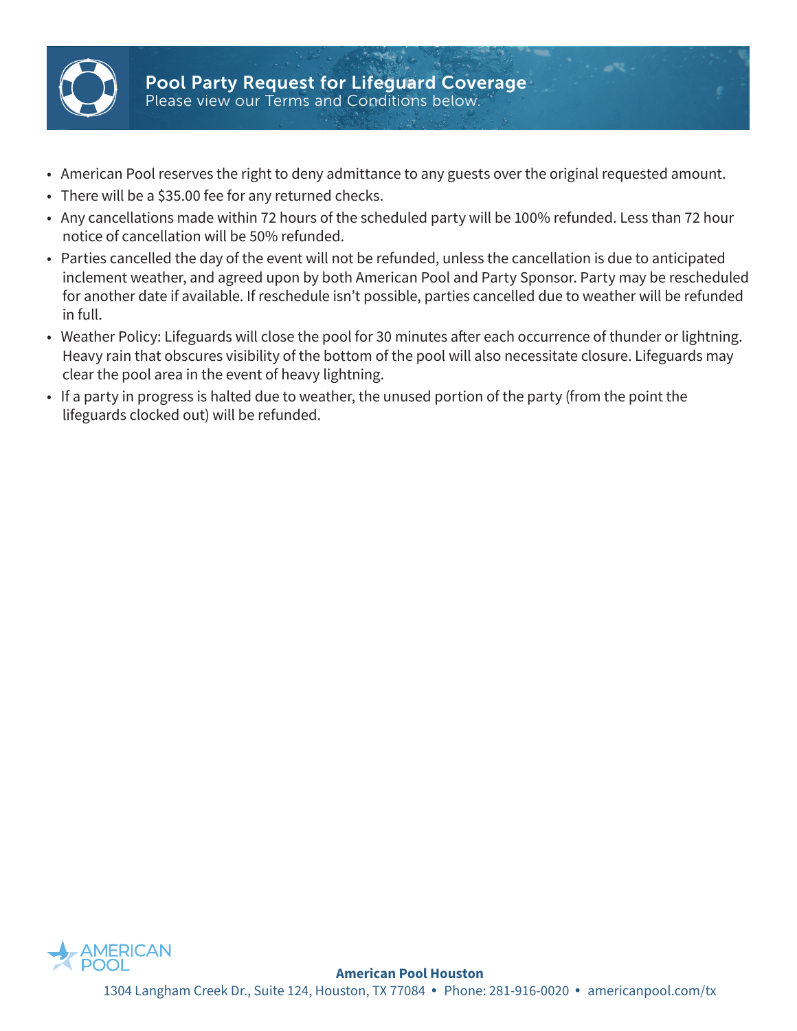## Pool Party Request for Lifeguard Coverage

Please view our Terms and Conditions below.

- American Pool reserves the right to deny admittance to any guests over the original requested amount.
- There will be a $35.00 fee for any returned checks.
- Any cancellations made within 72 hours of the scheduled party will be 100% refunded. Less than 72 hour notice of cancellation will be 50% refunded.
- Parties cancelled the day of the event will not be refunded, unless the cancellation is due to anticipated inclement weather, and agreed upon by both American Pool and Party Sponsor. Party may be rescheduled for another date if available. If reschedule isn't possible, parties cancelled due to weather will be refunded in full.
- Weather Policy: Lifeguards will close the pool for 30 minutes after each occurrence of thunder or lightning. Heavy rain that obscures visibility of the bottom of the pool will also necessitate closure. Lifeguards may clear the pool area in the event of heavy lightning.
- If a party in progress is halted due to weather, the unused portion of the party (from the point the lifeguards clocked out) will be refunded.

AMERICAN POOL

**American Pool Houston**

1304 Langham Creek Dr., Suite 124, Houston, TX 77084 • Phone: 281-916-0020 • americanpool.com/tx